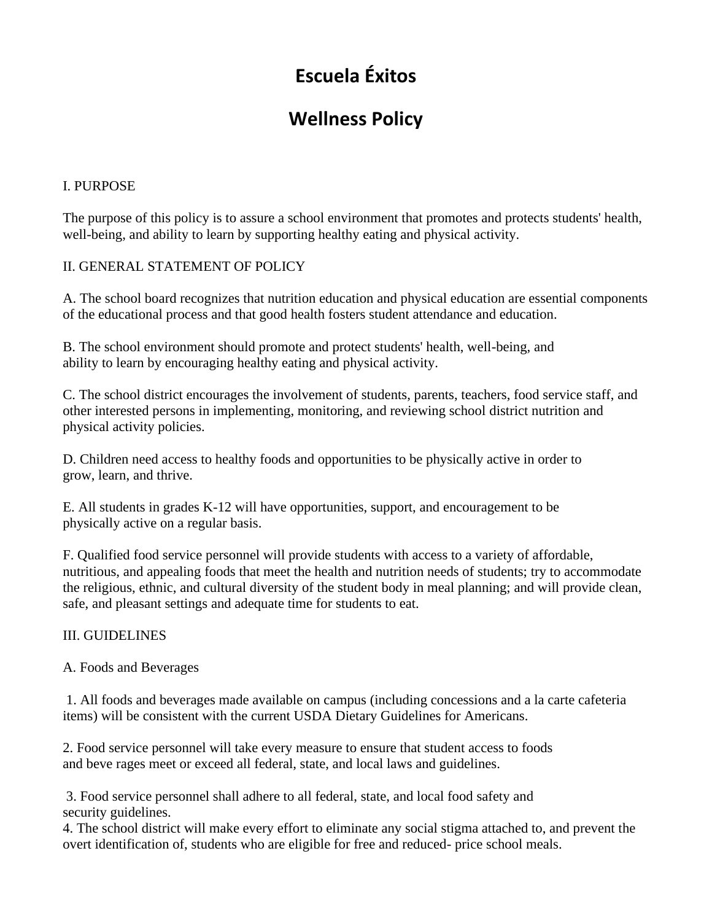# Escuela Éxitos

## Wellness Policy

I. PURPOSE

The purpose of this policy is to assure a school environment that promotes and protects students' health, well-being, and ability to learn by supporting healthy eating and physical activity.

II. GENERAL STATEMENT OF POLICY

A. The school board recognizes that nutrition education and physical education are essential components of the educational process and that good health fosters student attendance and education.

B. The school environment should promote and protect students' health, well-being, and ability to learn by encouraging healthy eating and physical activity.

C. The school district encourages the involvement of students, parents, teachers, food service staff, and other interested persons in implementing, monitoring, and reviewing school district nutrition and physical activity policies.

D. Children need access to healthy foods and opportunities to be physically active in order to grow, learn, and thrive.

E. All students in grades K-12 will have opportunities, support, and encouragement to be physically active on a regular basis.

F. Qualified food service personnel will provide students with access to a variety of affordable, nutritious, and appealing foods that meet the health and nutrition needs of students; try to accommodate the religious, ethnic, and cultural diversity of the student body in meal planning; and will provide clean, safe, and pleasant settings and adequate time for students to eat.

III. GUIDELINES

A. Foods and Beverages

1. All foods and beverages made available on campus (including concessions and a la carte cafeteria items) will be consistent with the current USDA Dietary Guidelines for Americans.

2. Food service personnel will take every measure to ensure that student access to foods and beve rages meet or exceed all federal, state, and local laws and guidelines.

3. Food service personnel shall adhere to all federal, state, and local food safety and security guidelines.

4. The school district will make every effort to eliminate any social stigma attached to, and prevent the overt identification of, students who are eligible for free and reduced- price school meals.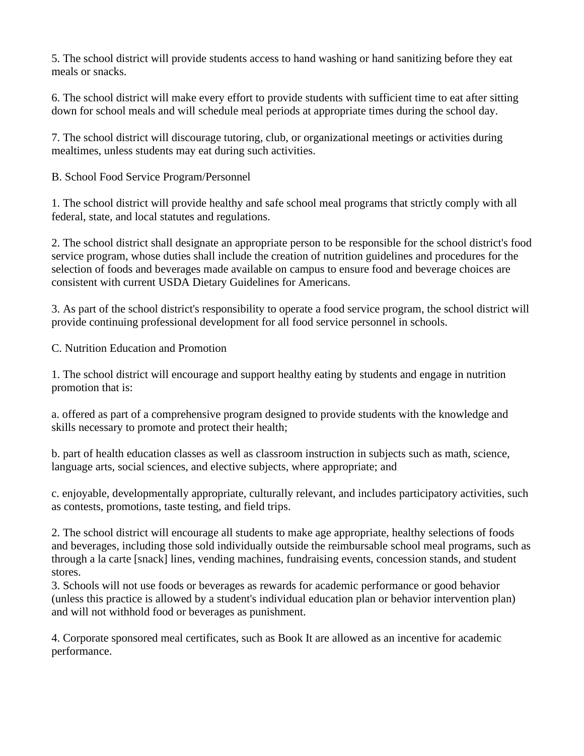5. The school district will provide students access to hand washing or hand sanitizing before they eat meals or snacks.

6. The school district will make every effort to provide students with sufficient time to eat after sitting down for school meals and will schedule meal periods at appropriate times during the school day.

7. The school district will discourage tutoring, club, or organizational meetings or activities during mealtimes, unless students may eat during such activities.

B. School Food Service Program/Personnel

1. The school district will provide healthy and safe school meal programs that strictly comply with all federal, state, and local statutes and regulations.

2. The school district shall designate an appropriate person to be responsible for the school district's food service program, whose duties shall include the creation of nutrition guidelines and procedures for the selection of foods and beverages made available on campus to ensure food and beverage choices are consistent with current USDA Dietary Guidelines for Americans.

3. As part of the school district's responsibility to operate a food service program, the school district will provide continuing professional development for all food service personnel in schools.

C. Nutrition Education and Promotion

1. The school district will encourage and support healthy eating by students and engage in nutrition promotion that is:

a. offered as part of a comprehensive program designed to provide students with the knowledge and skills necessary to promote and protect their health;

b. part of health education classes as well as classroom instruction in subjects such as math, science, language arts, social sciences, and elective subjects, where appropriate; and

c. enjoyable, developmentally appropriate, culturally relevant, and includes participatory activities, such as contests, promotions, taste testing, and field trips.

2. The school district will encourage all students to make age appropriate, healthy selections of foods and beverages, including those sold individually outside the reimbursable school meal programs, such as through a la carte [snack] lines, vending machines, fundraising events, concession stands, and student stores.

3. Schools will not use foods or beverages as rewards for academic performance or good behavior (unless this practice is allowed by a student's individual education plan or behavior intervention plan) and will not withhold food or beverages as punishment.

4. Corporate sponsored meal certificates, such as Book It are allowed as an incentive for academic performance.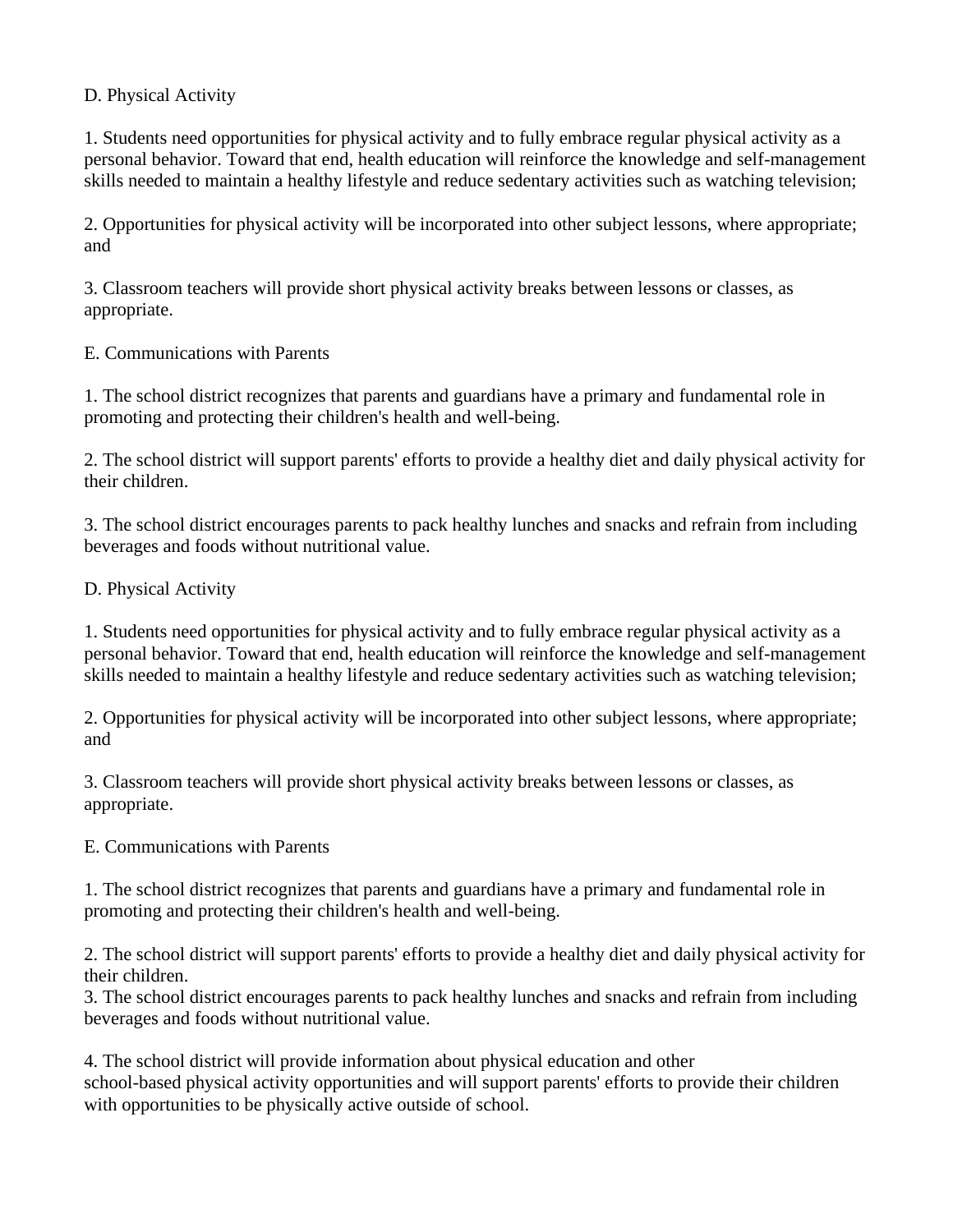D. Physical Activity

1. Students need opportunities for physical activity and to fully embrace regular physical activity as a personal behavior. Toward that end, health education will reinforce the knowledge and self-management skills needed to maintain a healthy lifestyle and reduce sedentary activities such as watching television;

2. Opportunities for physical activity will be incorporated into other subject lessons, where appropriate; and

3. Classroom teachers will provide short physical activity breaks between lessons or classes, as appropriate.

E. Communications with Parents

1. The school district recognizes that parents and guardians have a primary and fundamental role in promoting and protecting their children's health and well-being.

2. The school district will support parents' efforts to provide a healthy diet and daily physical activity for their children.

3. The school district encourages parents to pack healthy lunches and snacks and refrain from including beverages and foods without nutritional value.

D. Physical Activity

1. Students need opportunities for physical activity and to fully embrace regular physical activity as a personal behavior. Toward that end, health education will reinforce the knowledge and self-management skills needed to maintain a healthy lifestyle and reduce sedentary activities such as watching television;

2. Opportunities for physical activity will be incorporated into other subject lessons, where appropriate; and

3. Classroom teachers will provide short physical activity breaks between lessons or classes, as appropriate.

E. Communications with Parents

1. The school district recognizes that parents and guardians have a primary and fundamental role in promoting and protecting their children's health and well-being.

2. The school district will support parents' efforts to provide a healthy diet and daily physical activity for their children.

3. The school district encourages parents to pack healthy lunches and snacks and refrain from including beverages and foods without nutritional value.

4. The school district will provide information about physical education and other school-based physical activity opportunities and will support parents' efforts to provide their children with opportunities to be physically active outside of school.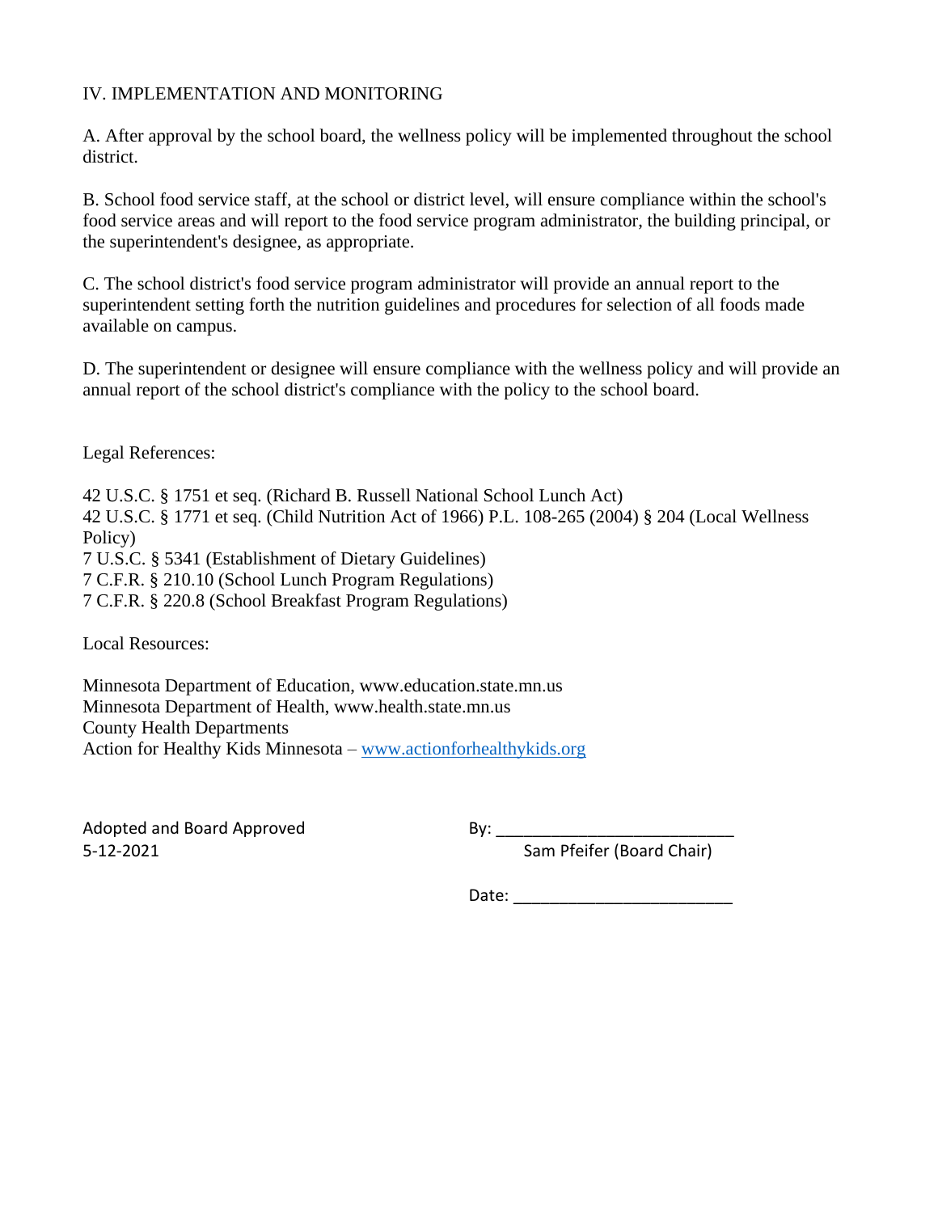## IV. IMPLEMENTATION AND MONITORING

A. After approval by the school board, the wellness policy will be implemented throughout the school district.

B. School food service staff, at the school or district level, will ensure compliance within the school's food service areas and will report to the food service program administrator, the building principal, or the superintendent's designee, as appropriate.

C. The school district's food service program administrator will provide an annual report to the superintendent setting forth the nutrition guidelines and procedures for selection of all foods made available on campus.

D. The superintendent or designee will ensure compliance with the wellness policy and will provide an annual report of the school district's compliance with the policy to the school board.

Legal References:

42 U.S.C. § 1751 et seq. (Richard B. Russell National School Lunch Act)
42 U.S.C. § 1771 et seq. (Child Nutrition Act of 1966) P.L. 108-265 (2004) § 204 (Local Wellness Policy)
7 U.S.C. § 5341 (Establishment of Dietary Guidelines)
7 C.F.R. § 210.10 (School Lunch Program Regulations)
7 C.F.R. § 220.8 (School Breakfast Program Regulations)

Local Resources:

Minnesota Department of Education, www.education.state.mn.us
Minnesota Department of Health, www.health.state.mn.us
County Health Departments
Action for Healthy Kids Minnesota – www.actionforhealthykids.org

Adopted and Board Approved
5-12-2021

By: ___________________________
Sam Pfeifer (Board Chair)

Date: _________________________